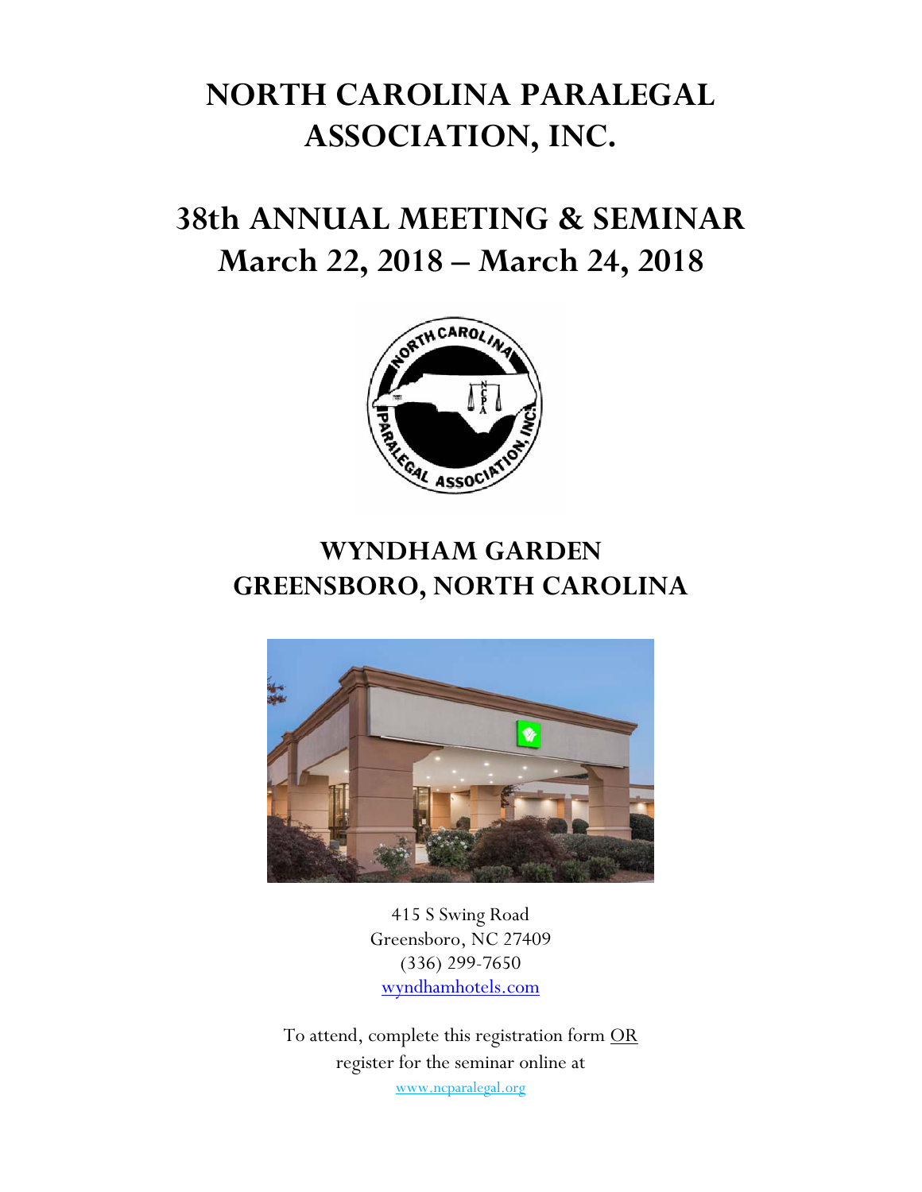# NORTH CAROLINA PARALEGAL ASSOCIATION, INC.

# 38th ANNUAL MEETING & SEMINAR
# March 22, 2018 – March 24, 2018

## WYNDHAM GARDEN
## GREENSBORO, NORTH CAROLINA

415 S Swing Road
Greensboro, NC 27409
(336) 299-7650
wyndhamhotels.com

To attend, complete this registration form OR register for the seminar online at
www.ncparalegal.org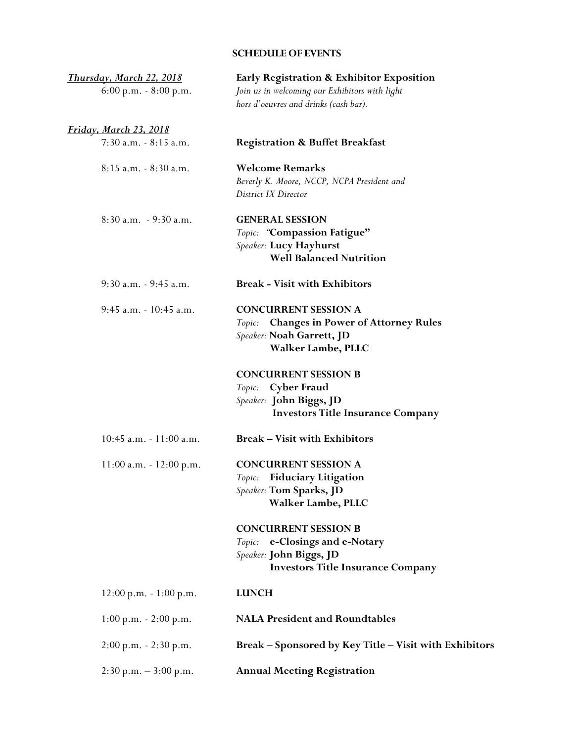## SCHEDULE OF EVENTS

***Thursday, March 22, 2018***

6:00 p.m. - 8:00 p.m. — **Early Registration & Exhibitor Exposition**
*Join us in welcoming our Exhibitors with light hors d'oeuvres and drinks (cash bar).*

***Friday, March 23, 2018***

7:30 a.m. - 8:15 a.m. — **Registration & Buffet Breakfast**

8:15 a.m. - 8:30 a.m. — **Welcome Remarks**
*Beverly K. Moore, NCCP, NCPA President and District IX Director*

8:30 a.m. - 9:30 a.m. — **GENERAL SESSION**
*Topic:* "**Compassion Fatigue"**
*Speaker:* **Lucy Hayhurst**
**Well Balanced Nutrition**

9:30 a.m. - 9:45 a.m. — **Break - Visit with Exhibitors**

9:45 a.m. - 10:45 a.m. — **CONCURRENT SESSION A**
*Topic:* **Changes in Power of Attorney Rules**
*Speaker:* **Noah Garrett, JD**
**Walker Lambe, PLLC**

**CONCURRENT SESSION B**
*Topic:* **Cyber Fraud**
*Speaker:* **John Biggs, JD**
**Investors Title Insurance Company**

10:45 a.m. - 11:00 a.m. — **Break – Visit with Exhibitors**

11:00 a.m. - 12:00 p.m. — **CONCURRENT SESSION A**
*Topic:* **Fiduciary Litigation**
*Speaker:* **Tom Sparks, JD**
**Walker Lambe, PLLC**

**CONCURRENT SESSION B**
*Topic:* **e-Closings and e-Notary**
*Speaker:* **John Biggs, JD**
**Investors Title Insurance Company**

12:00 p.m. - 1:00 p.m. — **LUNCH**

1:00 p.m. - 2:00 p.m. — **NALA President and Roundtables**

2:00 p.m. - 2:30 p.m. — **Break – Sponsored by Key Title – Visit with Exhibitors**

2:30 p.m. – 3:00 p.m. — **Annual Meeting Registration**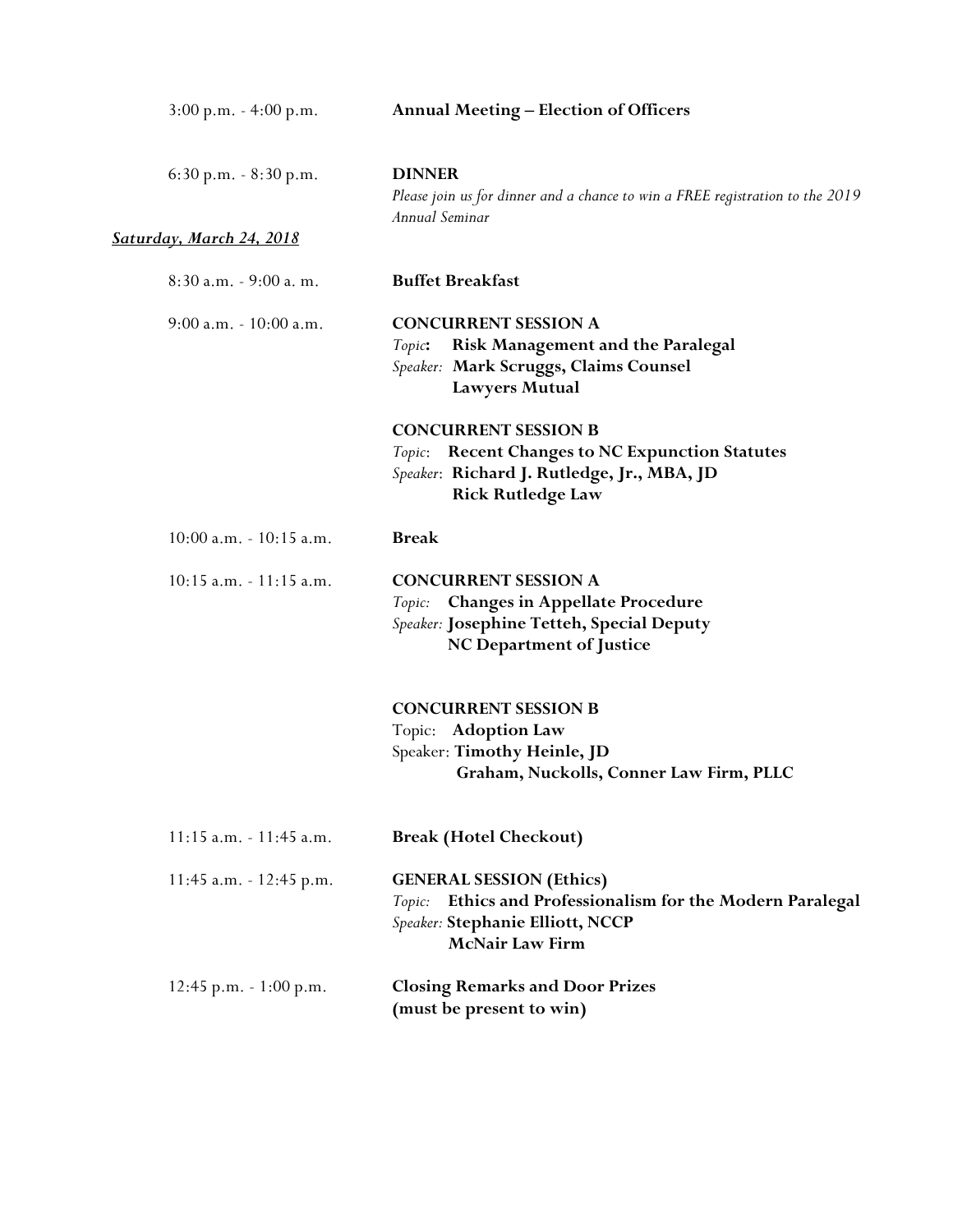| | |
|---|---|
| 3:00 p.m. - 4:00 p.m. | **Annual Meeting – Election of Officers** |
| 6:30 p.m. - 8:30 p.m. | **DINNER**<br>*Please join us for dinner and a chance to win a FREE registration to the 2019 Annual Seminar* |

***Saturday, March 24, 2018***

| | |
|---|---|
| 8:30 a.m. - 9:00 a. m. | **Buffet Breakfast** |
| 9:00 a.m. - 10:00 a.m. | **CONCURRENT SESSION A**<br>*Topic*: **Risk Management and the Paralegal**<br>*Speaker:* **Mark Scruggs, Claims Counsel**<br>**Lawyers Mutual**<br><br>**CONCURRENT SESSION B**<br>*Topic*: **Recent Changes to NC Expunction Statutes**<br>*Speaker*: **Richard J. Rutledge, Jr., MBA, JD**<br>**Rick Rutledge Law** |
| 10:00 a.m. - 10:15 a.m. | **Break** |
| 10:15 a.m. - 11:15 a.m. | **CONCURRENT SESSION A**<br>*Topic:* **Changes in Appellate Procedure**<br>*Speaker:* **Josephine Tetteh, Special Deputy**<br>**NC Department of Justice**<br><br>**CONCURRENT SESSION B**<br>Topic: **Adoption Law**<br>Speaker: **Timothy Heinle, JD**<br>**Graham, Nuckolls, Conner Law Firm, PLLC** |
| 11:15 a.m. - 11:45 a.m. | **Break (Hotel Checkout)** |
| 11:45 a.m. - 12:45 p.m. | **GENERAL SESSION (Ethics)**<br>*Topic:* **Ethics and Professionalism for the Modern Paralegal**<br>*Speaker:* **Stephanie Elliott, NCCP**<br>**McNair Law Firm** |
| 12:45 p.m. - 1:00 p.m. | **Closing Remarks and Door Prizes**<br>**(must be present to win)** |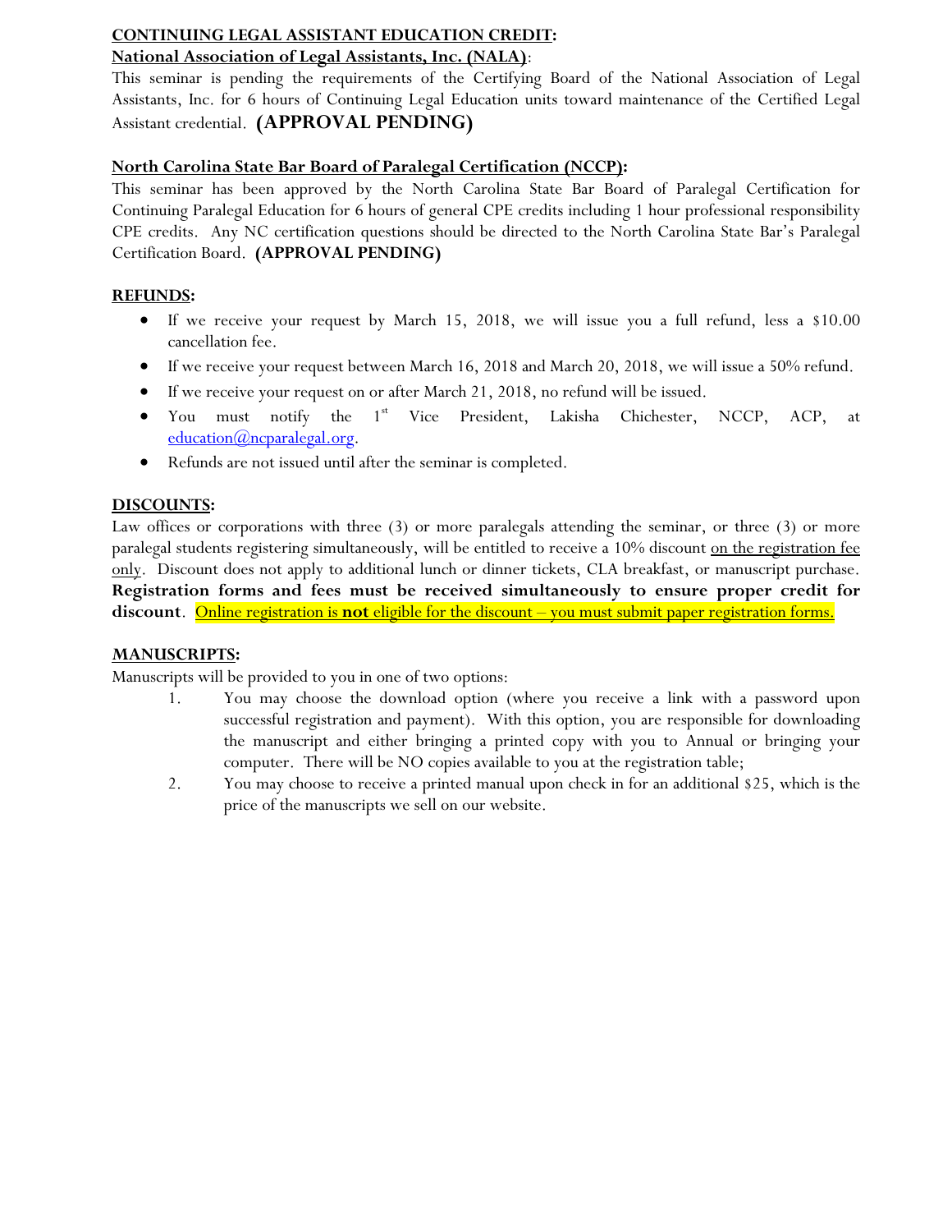## CONTINUING LEGAL ASSISTANT EDUCATION CREDIT:

### National Association of Legal Assistants, Inc. (NALA):

This seminar is pending the requirements of the Certifying Board of the National Association of Legal Assistants, Inc. for 6 hours of Continuing Legal Education units toward maintenance of the Certified Legal Assistant credential. **(APPROVAL PENDING)**

### North Carolina State Bar Board of Paralegal Certification (NCCP):

This seminar has been approved by the North Carolina State Bar Board of Paralegal Certification for Continuing Paralegal Education for 6 hours of general CPE credits including 1 hour professional responsibility CPE credits. Any NC certification questions should be directed to the North Carolina State Bar's Paralegal Certification Board. **(APPROVAL PENDING)**

## REFUNDS:

- If we receive your request by March 15, 2018, we will issue you a full refund, less a $10.00 cancellation fee.
- If we receive your request between March 16, 2018 and March 20, 2018, we will issue a 50% refund.
- If we receive your request on or after March 21, 2018, no refund will be issued.
- You must notify the 1st Vice President, Lakisha Chichester, NCCP, ACP, at education@ncparalegal.org.
- Refunds are not issued until after the seminar is completed.

## DISCOUNTS:

Law offices or corporations with three (3) or more paralegals attending the seminar, or three (3) or more paralegal students registering simultaneously, will be entitled to receive a 10% discount on the registration fee only. Discount does not apply to additional lunch or dinner tickets, CLA breakfast, or manuscript purchase. **Registration forms and fees must be received simultaneously to ensure proper credit for discount**. Online registration is **not** eligible for the discount – you must submit paper registration forms.

## MANUSCRIPTS:

Manuscripts will be provided to you in one of two options:

1. You may choose the download option (where you receive a link with a password upon successful registration and payment). With this option, you are responsible for downloading the manuscript and either bringing a printed copy with you to Annual or bringing your computer. There will be NO copies available to you at the registration table;
2. You may choose to receive a printed manual upon check in for an additional $25, which is the price of the manuscripts we sell on our website.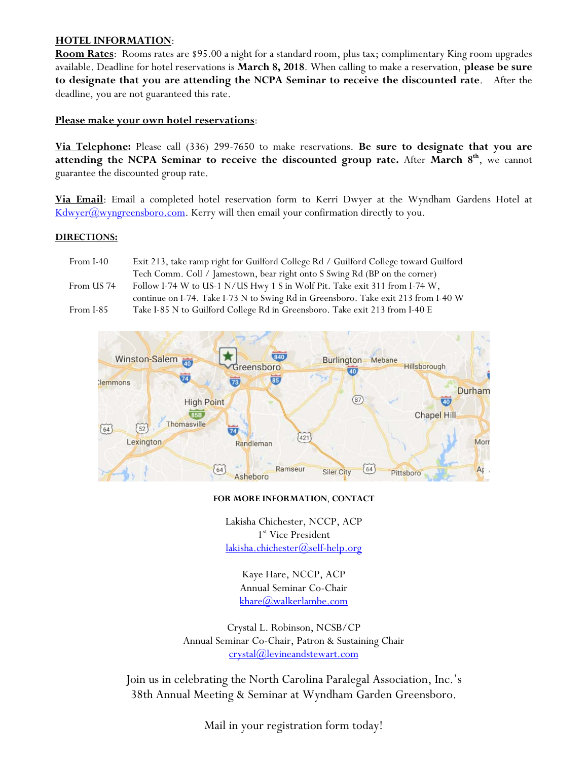**HOTEL INFORMATION**:

**Room Rates**: Rooms rates are $95.00 a night for a standard room, plus tax; complimentary King room upgrades available. Deadline for hotel reservations is **March 8, 2018**. When calling to make a reservation, **please be sure to designate that you are attending the NCPA Seminar to receive the discounted rate**. After the deadline, you are not guaranteed this rate.

**Please make your own hotel reservations**:

**Via Telephone:** Please call (336) 299-7650 to make reservations. **Be sure to designate that you are attending the NCPA Seminar to receive the discounted group rate.** After **March 8th**, we cannot guarantee the discounted group rate.

**Via Email**: Email a completed hotel reservation form to Kerri Dwyer at the Wyndham Gardens Hotel at Kdwyer@wyngreensboro.com. Kerry will then email your confirmation directly to you.

**DIRECTIONS:**

| | |
|---|---|
| From I-40 | Exit 213, take ramp right for Guilford College Rd / Guilford College toward Guilford Tech Comm. Coll / Jamestown, bear right onto S Swing Rd (BP on the corner) |
| From US 74 | Follow I-74 W to US-1 N/US Hwy 1 S in Wolf Pit. Take exit 311 from I-74 W, continue on I-74. Take I-73 N to Swing Rd in Greensboro. Take exit 213 from I-40 W |
| From I-85 | Take I-85 N to Guilford College Rd in Greensboro. Take exit 213 from I-40 E |

**FOR MORE INFORMATION**, **CONTACT**

Lakisha Chichester, NCCP, ACP
1st Vice President
lakisha.chichester@self-help.org

Kaye Hare, NCCP, ACP
Annual Seminar Co-Chair
khare@walkerlambe.com

Crystal L. Robinson, NCSB/CP
Annual Seminar Co-Chair, Patron & Sustaining Chair
crystal@levineandstewart.com

Join us in celebrating the North Carolina Paralegal Association, Inc.'s 38th Annual Meeting & Seminar at Wyndham Garden Greensboro.

Mail in your registration form today!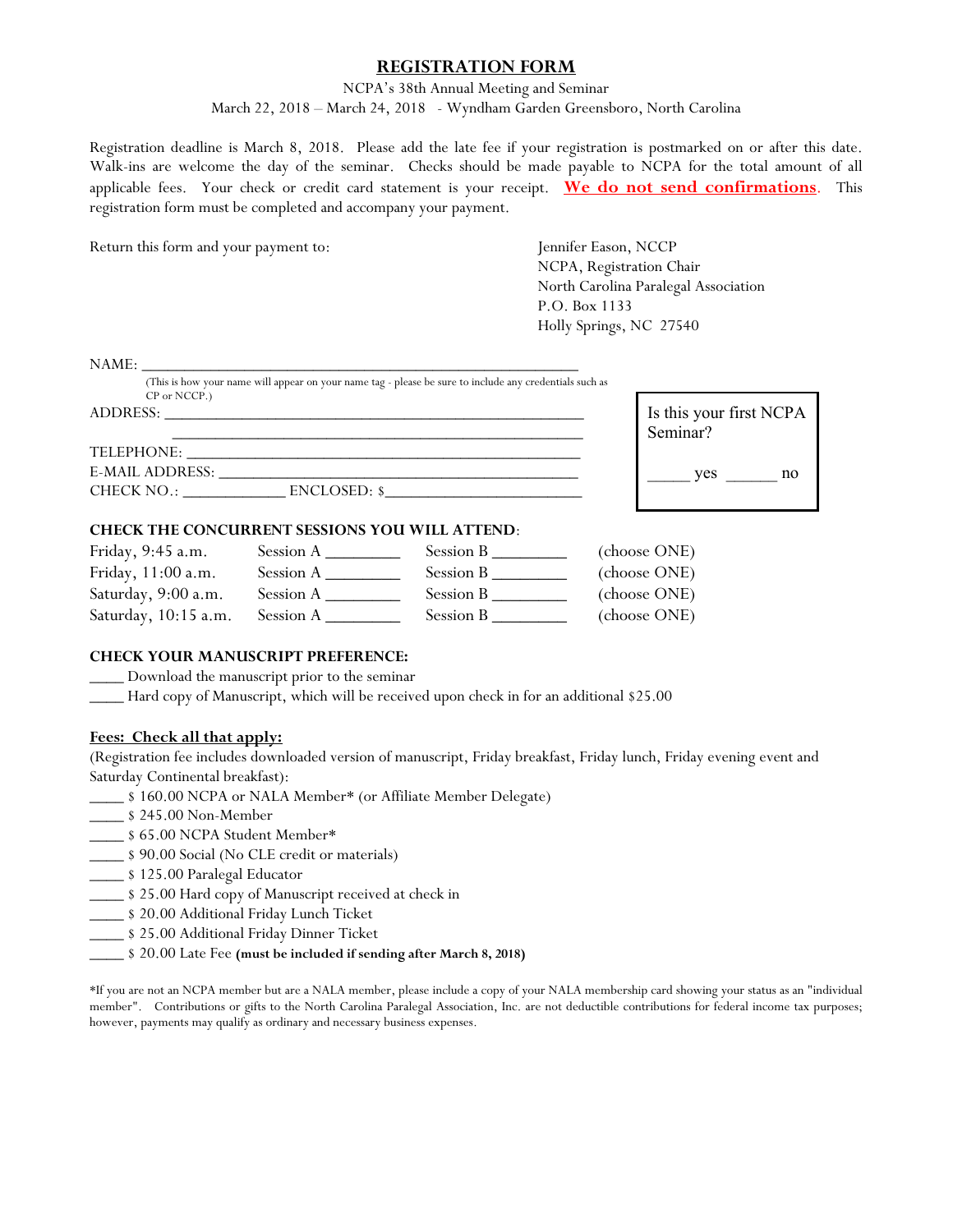# REGISTRATION FORM

NCPA's 38th Annual Meeting and Seminar
March 22, 2018 – March 24, 2018 - Wyndham Garden Greensboro, North Carolina

Registration deadline is March 8, 2018. Please add the late fee if your registration is postmarked on or after this date. Walk-ins are welcome the day of the seminar. Checks should be made payable to NCPA for the total amount of all applicable fees. Your check or credit card statement is your receipt. **We do not send confirmations**. This registration form must be completed and accompany your payment.

Return this form and your payment to:

Jennifer Eason, NCCP
NCPA, Registration Chair
North Carolina Paralegal Association
P.O. Box 1133
Holly Springs, NC 27540

NAME: ____________________________________________________
(This is how your name will appear on your name tag - please be sure to include any credentials such as CP or NCCP.)

ADDRESS: ____________________________________________________
____________________________________________________

TELEPHONE: ________________________________________________

E-MAIL ADDRESS: ____________________________________________

CHECK NO.: ____________ ENCLOSED: $________________________

Is this your first NCPA Seminar?

_____ yes ______ no

**CHECK THE CONCURRENT SESSIONS YOU WILL ATTEND**:

| | | | |
|---|---|---|---|
| Friday, 9:45 a.m. | Session A ________ | Session B ________ | (choose ONE) |
| Friday, 11:00 a.m. | Session A ________ | Session B ________ | (choose ONE) |
| Saturday, 9:00 a.m. | Session A ________ | Session B ________ | (choose ONE) |
| Saturday, 10:15 a.m. | Session A ________ | Session B ________ | (choose ONE) |

**CHECK YOUR MANUSCRIPT PREFERENCE:**

____ Download the manuscript prior to the seminar
____ Hard copy of Manuscript, which will be received upon check in for an additional $25.00

**Fees: Check all that apply:**

(Registration fee includes downloaded version of manuscript, Friday breakfast, Friday lunch, Friday evening event and Saturday Continental breakfast):

____ $ 160.00 NCPA or NALA Member* (or Affiliate Member Delegate)
____ $ 245.00 Non-Member
____ $ 65.00 NCPA Student Member*
____ $ 90.00 Social (No CLE credit or materials)
____ $ 125.00 Paralegal Educator
____ $ 25.00 Hard copy of Manuscript received at check in
____ $ 20.00 Additional Friday Lunch Ticket
____ $ 25.00 Additional Friday Dinner Ticket
____ $ 20.00 Late Fee **(must be included if sending after March 8, 2018)**

*If you are not an NCPA member but are a NALA member, please include a copy of your NALA membership card showing your status as an "individual member". Contributions or gifts to the North Carolina Paralegal Association, Inc. are not deductible contributions for federal income tax purposes; however, payments may qualify as ordinary and necessary business expenses.